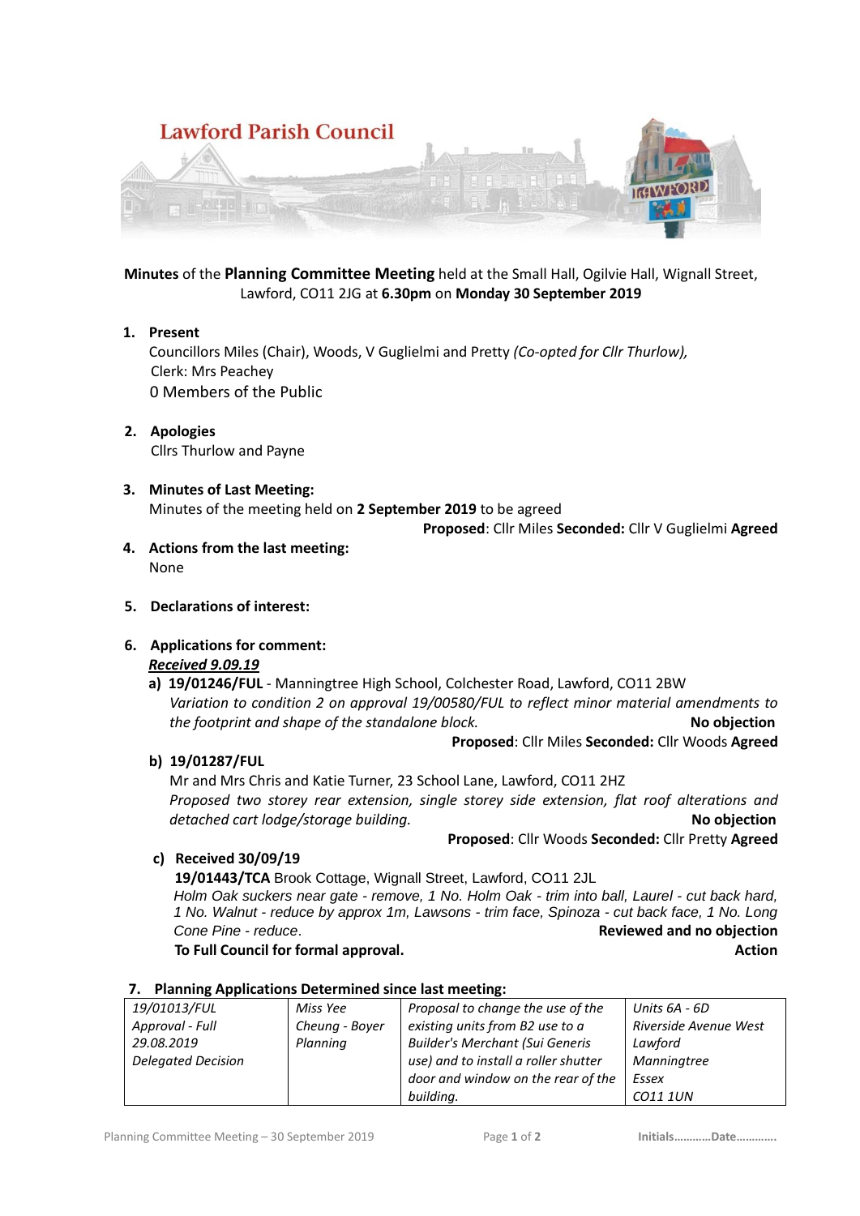# Lawford Parish Council

**Minutes** of the **Planning Committee Meeting** held at the Small Hall, Ogilvie Hall, Wignall Street, Lawford, CO11 2JG at **6.30pm** on **Monday 30 September 2019**

1. **Present**
   Councillors Miles (Chair), Woods, V Guglielmi and Pretty *(Co-opted for Cllr Thurlow),*
   Clerk: Mrs Peachey
   0 Members of the Public

2. **Apologies**
   Cllrs Thurlow and Payne

3. **Minutes of Last Meeting:**
   Minutes of the meeting held on **2 September 2019** to be agreed
   **Proposed**: Cllr Miles **Seconded:** Cllr V Guglielmi **Agreed**

4. **Actions from the last meeting:**
   None

5. **Declarations of interest:**

6. **Applications for comment:**
   ***Received 9.09.19***

   a) **19/01246/FUL** - Manningtree High School, Colchester Road, Lawford, CO11 2BW
   *Variation to condition 2 on approval 19/00580/FUL to reflect minor material amendments to the footprint and shape of the standalone block.* **No objection**
   **Proposed**: Cllr Miles **Seconded:** Cllr Woods **Agreed**

   b) **19/01287/FUL**
   Mr and Mrs Chris and Katie Turner, 23 School Lane, Lawford, CO11 2HZ
   *Proposed two storey rear extension, single storey side extension, flat roof alterations and detached cart lodge/storage building.* **No objection**
   **Proposed**: Cllr Woods **Seconded:** Cllr Pretty **Agreed**

   c) **Received 30/09/19**
   **19/01443/TCA** Brook Cottage, Wignall Street, Lawford, CO11 2JL
   *Holm Oak suckers near gate - remove, 1 No. Holm Oak - trim into ball, Laurel - cut back hard, 1 No. Walnut - reduce by approx 1m, Lawsons - trim face, Spinoza - cut back face, 1 No. Long Cone Pine - reduce*. **Reviewed and no objection**
   **To Full Council for formal approval.** **Action**

7. **Planning Applications Determined since last meeting:**

| 19/01013/FUL<br>Approval - Full<br>29.08.2019<br>Delegated Decision | Miss Yee Cheung - Boyer Planning | Proposal to change the use of the existing units from B2 use to a Builder's Merchant (Sui Generis use) and to install a roller shutter door and window on the rear of the building. | Units 6A - 6D<br>Riverside Avenue West<br>Lawford<br>Manningtree<br>Essex<br>CO11 1UN |
|---|---|---|---|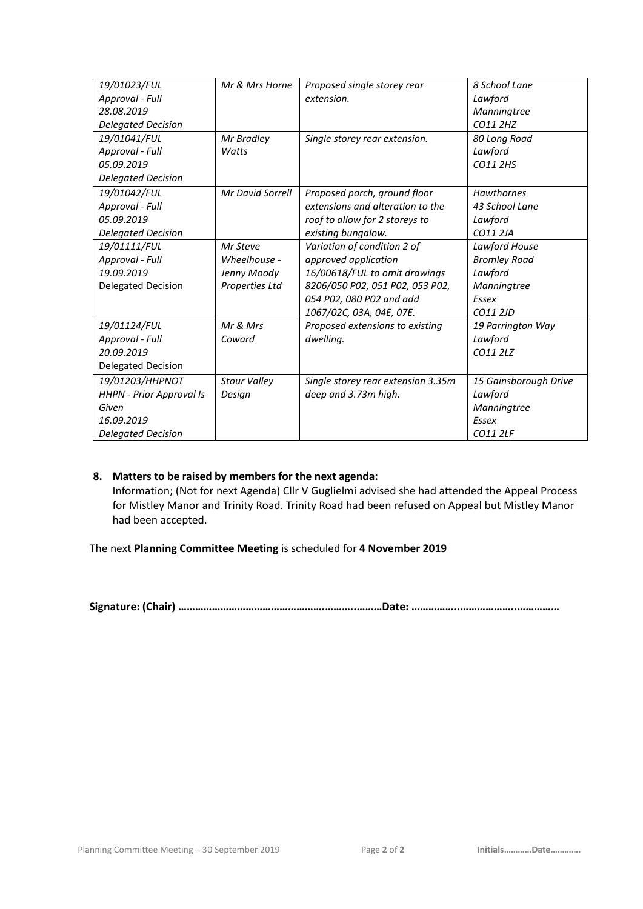| | | | |
|---|---|---|---|
| *19/01023/FUL*<br>*Approval - Full*<br>*28.08.2019*<br>*Delegated Decision* | *Mr & Mrs Horne* | *Proposed single storey rear extension.* | *8 School Lane*<br>*Lawford*<br>*Manningtree*<br>*CO11 2HZ* |
| *19/01041/FUL*<br>*Approval - Full*<br>*05.09.2019*<br>*Delegated Decision* | *Mr Bradley Watts* | *Single storey rear extension.* | *80 Long Road*<br>*Lawford*<br>*CO11 2HS* |
| *19/01042/FUL*<br>*Approval - Full*<br>*05.09.2019*<br>*Delegated Decision* | *Mr David Sorrell* | *Proposed porch, ground floor extensions and alteration to the roof to allow for 2 storeys to existing bungalow.* | *Hawthornes*<br>*43 School Lane*<br>*Lawford*<br>*CO11 2JA* |
| *19/01111/FUL*<br>*Approval - Full*<br>*19.09.2019*<br>Delegated Decision | *Mr Steve Wheelhouse - Jenny Moody Properties Ltd* | *Variation of condition 2 of approved application 16/00618/FUL to omit drawings 8206/050 P02, 051 P02, 053 P02, 054 P02, 080 P02 and add 1067/02C, 03A, 04E, 07E.* | *Lawford House*<br>*Bromley Road*<br>*Lawford*<br>*Manningtree*<br>*Essex*<br>*CO11 2JD* |
| *19/01124/FUL*<br>*Approval - Full*<br>*20.09.2019*<br>Delegated Decision | *Mr & Mrs Coward* | *Proposed extensions to existing dwelling.* | *19 Parrington Way*<br>*Lawford*<br>*CO11 2LZ* |
| *19/01203/HHPNOT*<br>*HHPN - Prior Approval Is Given*<br>*16.09.2019*<br>*Delegated Decision* | *Stour Valley Design* | *Single storey rear extension 3.35m deep and 3.73m high.* | *15 Gainsborough Drive*<br>*Lawford*<br>*Manningtree*<br>*Essex*<br>*CO11 2LF* |

**8. Matters to be raised by members for the next agenda:**

Information; (Not for next Agenda) Cllr V Guglielmi advised she had attended the Appeal Process for Mistley Manor and Trinity Road. Trinity Road had been refused on Appeal but Mistley Manor had been accepted.

The next **Planning Committee Meeting** is scheduled for **4 November 2019**

**Signature: (Chair) ……………………………………………….……..………Date: ……………..……………….……………**